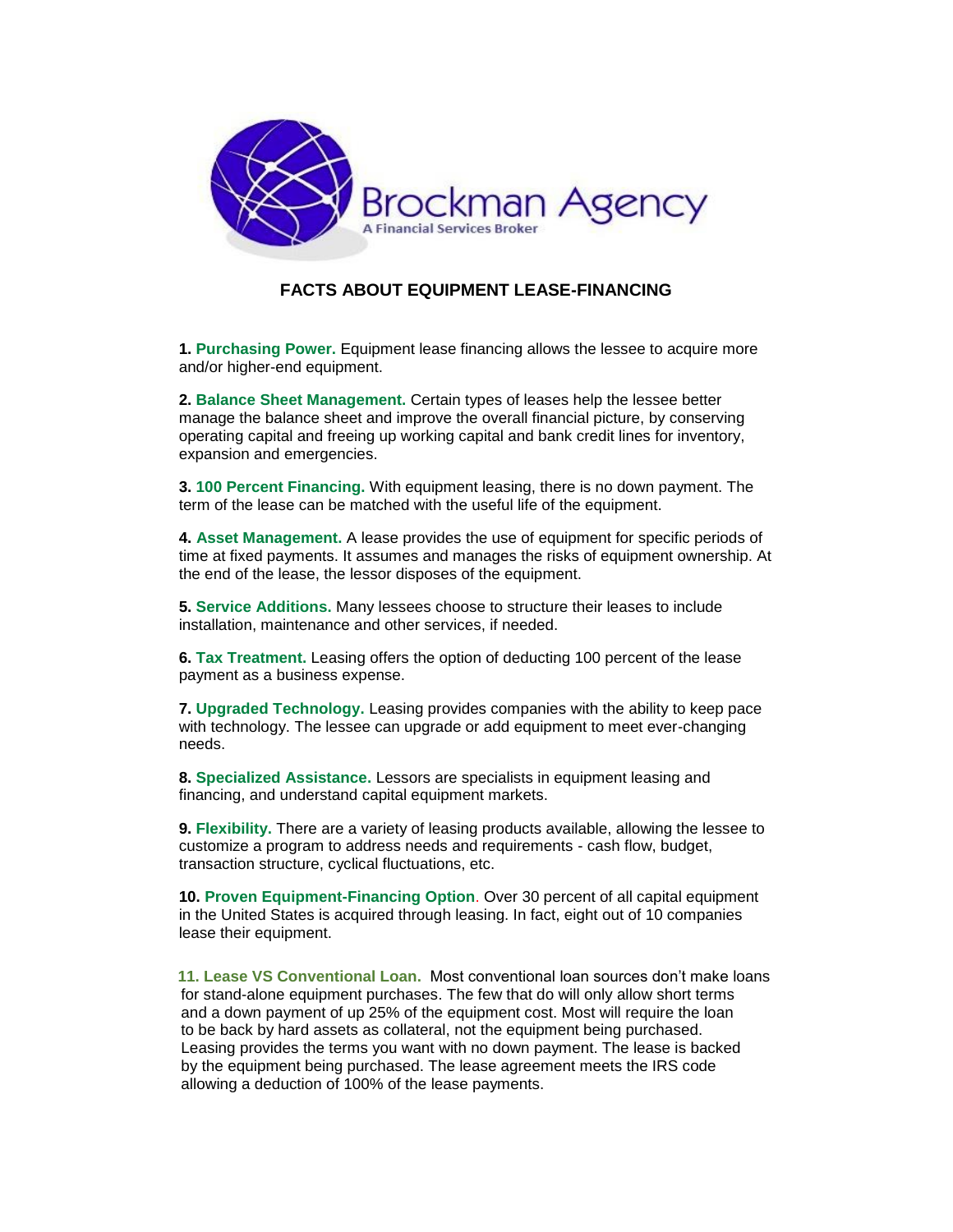Brockman Agency

A Financial Services Broker

# FACTS ABOUT EQUIPMENT LEASE-FINANCING

**1. Purchasing Power.** Equipment lease financing allows the lessee to acquire more and/or higher-end equipment.

**2. Balance Sheet Management.** Certain types of leases help the lessee better manage the balance sheet and improve the overall financial picture, by conserving operating capital and freeing up working capital and bank credit lines for inventory, expansion and emergencies.

**3. 100 Percent Financing.** With equipment leasing, there is no down payment. The term of the lease can be matched with the useful life of the equipment.

**4. Asset Management.** A lease provides the use of equipment for specific periods of time at fixed payments. It assumes and manages the risks of equipment ownership. At the end of the lease, the lessor disposes of the equipment.

**5. Service Additions.** Many lessees choose to structure their leases to include installation, maintenance and other services, if needed.

**6. Tax Treatment.** Leasing offers the option of deducting 100 percent of the lease payment as a business expense.

**7. Upgraded Technology.** Leasing provides companies with the ability to keep pace with technology. The lessee can upgrade or add equipment to meet ever-changing needs.

**8. Specialized Assistance.** Lessors are specialists in equipment leasing and financing, and understand capital equipment markets.

**9. Flexibility.** There are a variety of leasing products available, allowing the lessee to customize a program to address needs and requirements - cash flow, budget, transaction structure, cyclical fluctuations, etc.

**10. Proven Equipment-Financing Option**. Over 30 percent of all capital equipment in the United States is acquired through leasing. In fact, eight out of 10 companies lease their equipment.

**11. Lease VS Conventional Loan.** Most conventional loan sources don't make loans for stand-alone equipment purchases. The few that do will only allow short terms and a down payment of up 25% of the equipment cost. Most will require the loan to be back by hard assets as collateral, not the equipment being purchased. Leasing provides the terms you want with no down payment. The lease is backed by the equipment being purchased. The lease agreement meets the IRS code allowing a deduction of 100% of the lease payments.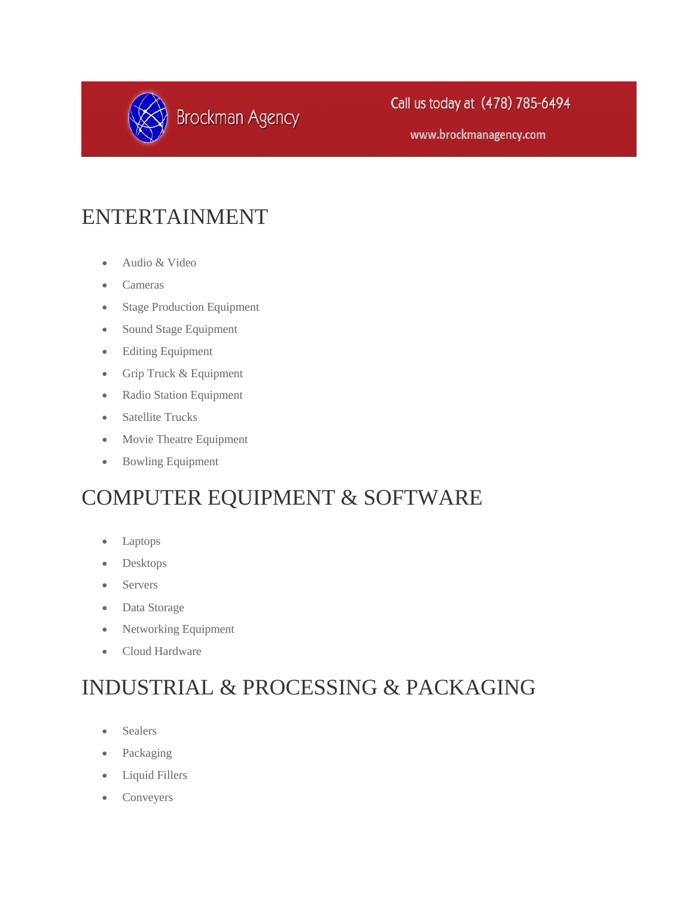# ENTERTAINMENT

- Audio & Video
- Cameras
- Stage Production Equipment
- Sound Stage Equipment
- Editing Equipment
- Grip Truck & Equipment
- Radio Station Equipment
- Satellite Trucks
- Movie Theatre Equipment
- Bowling Equipment

# COMPUTER EQUIPMENT & SOFTWARE

- Laptops
- Desktops
- Servers
- Data Storage
- Networking Equipment
- Cloud Hardware

# INDUSTRIAL & PROCESSING & PACKAGING

- Sealers
- Packaging
- Liquid Fillers
- Conveyers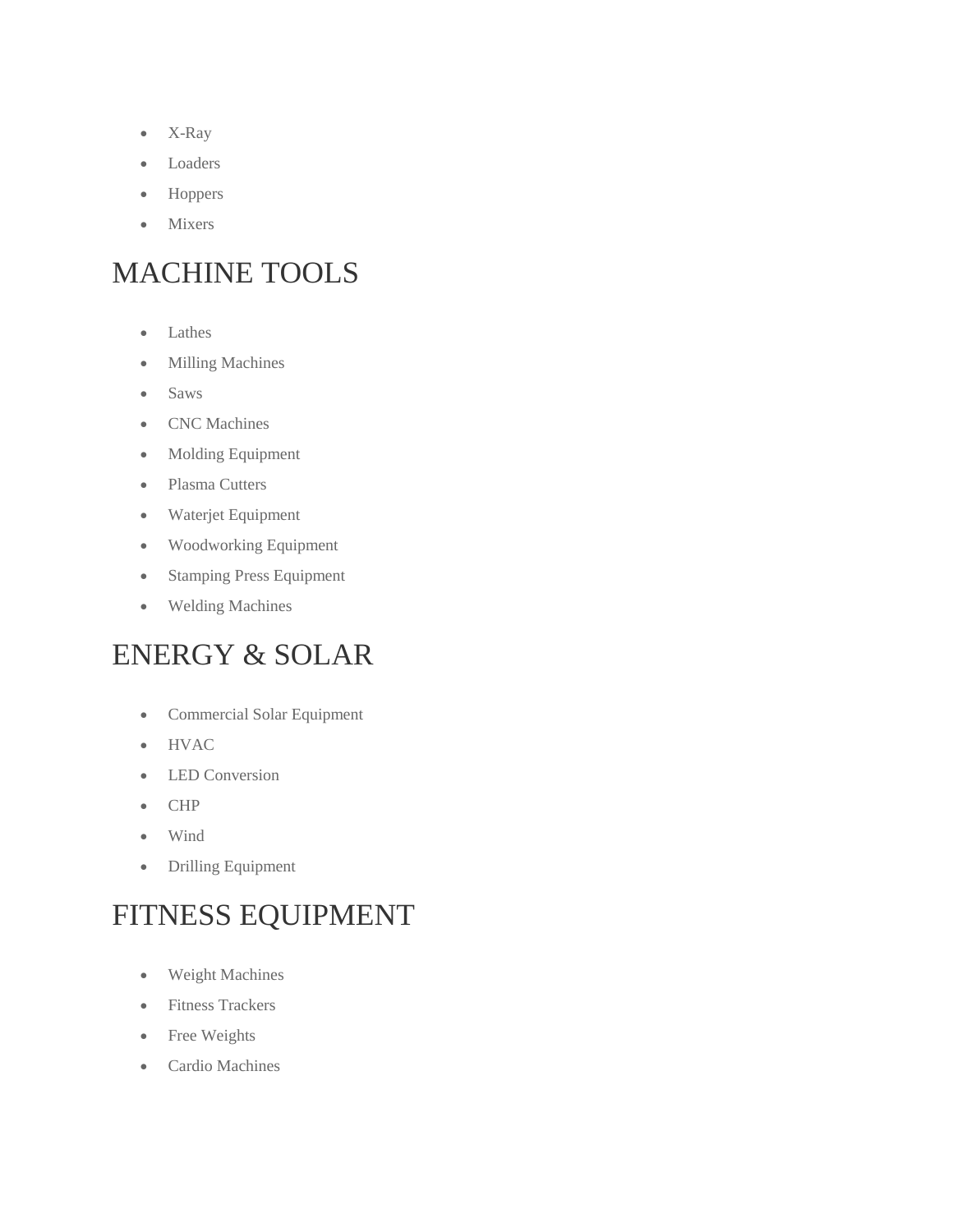- X-Ray
- Loaders
- Hoppers
- Mixers

## MACHINE TOOLS

- Lathes
- Milling Machines
- Saws
- CNC Machines
- Molding Equipment
- Plasma Cutters
- Waterjet Equipment
- Woodworking Equipment
- Stamping Press Equipment
- Welding Machines

## ENERGY & SOLAR

- Commercial Solar Equipment
- HVAC
- LED Conversion
- CHP
- Wind
- Drilling Equipment

## FITNESS EQUIPMENT

- Weight Machines
- Fitness Trackers
- Free Weights
- Cardio Machines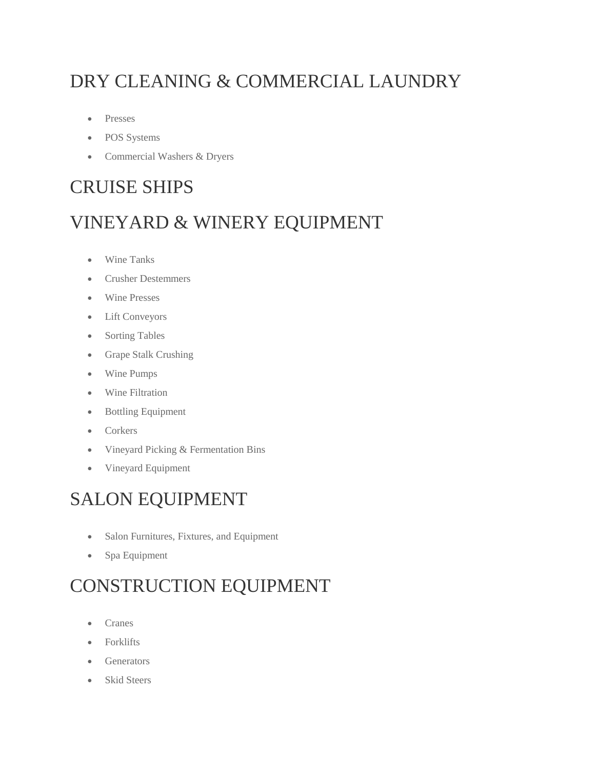# DRY CLEANING & COMMERCIAL LAUNDRY

- Presses
- POS Systems
- Commercial Washers & Dryers

# CRUISE SHIPS

# VINEYARD & WINERY EQUIPMENT

- Wine Tanks
- Crusher Destemmers
- Wine Presses
- Lift Conveyors
- Sorting Tables
- Grape Stalk Crushing
- Wine Pumps
- Wine Filtration
- Bottling Equipment
- Corkers
- Vineyard Picking & Fermentation Bins
- Vineyard Equipment

# SALON EQUIPMENT

- Salon Furnitures, Fixtures, and Equipment
- Spa Equipment

# CONSTRUCTION EQUIPMENT

- Cranes
- Forklifts
- Generators
- Skid Steers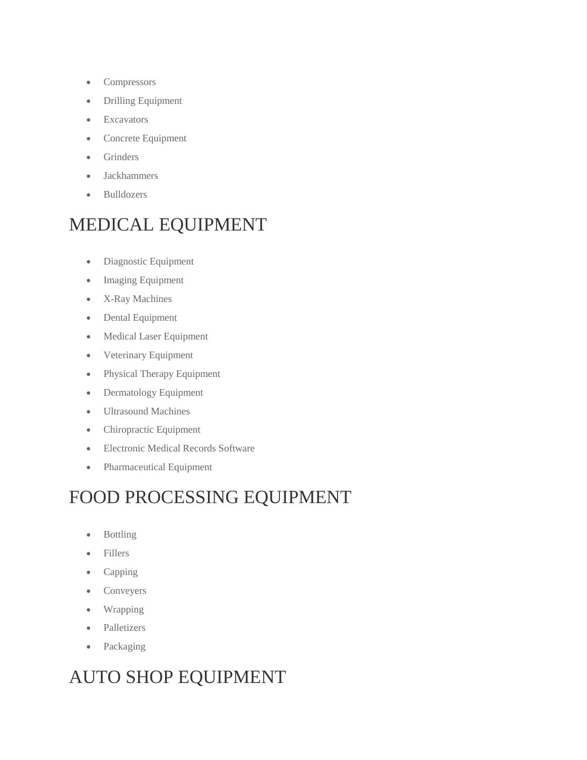- Compressors
- Drilling Equipment
- Excavators
- Concrete Equipment
- Grinders
- Jackhammers
- Bulldozers

## MEDICAL EQUIPMENT

- Diagnostic Equipment
- Imaging Equipment
- X-Ray Machines
- Dental Equipment
- Medical Laser Equipment
- Veterinary Equipment
- Physical Therapy Equipment
- Dermatology Equipment
- Ultrasound Machines
- Chiropractic Equipment
- Electronic Medical Records Software
- Pharmaceutical Equipment

## FOOD PROCESSING EQUIPMENT

- Bottling
- Fillers
- Capping
- Conveyers
- Wrapping
- Palletizers
- Packaging

## AUTO SHOP EQUIPMENT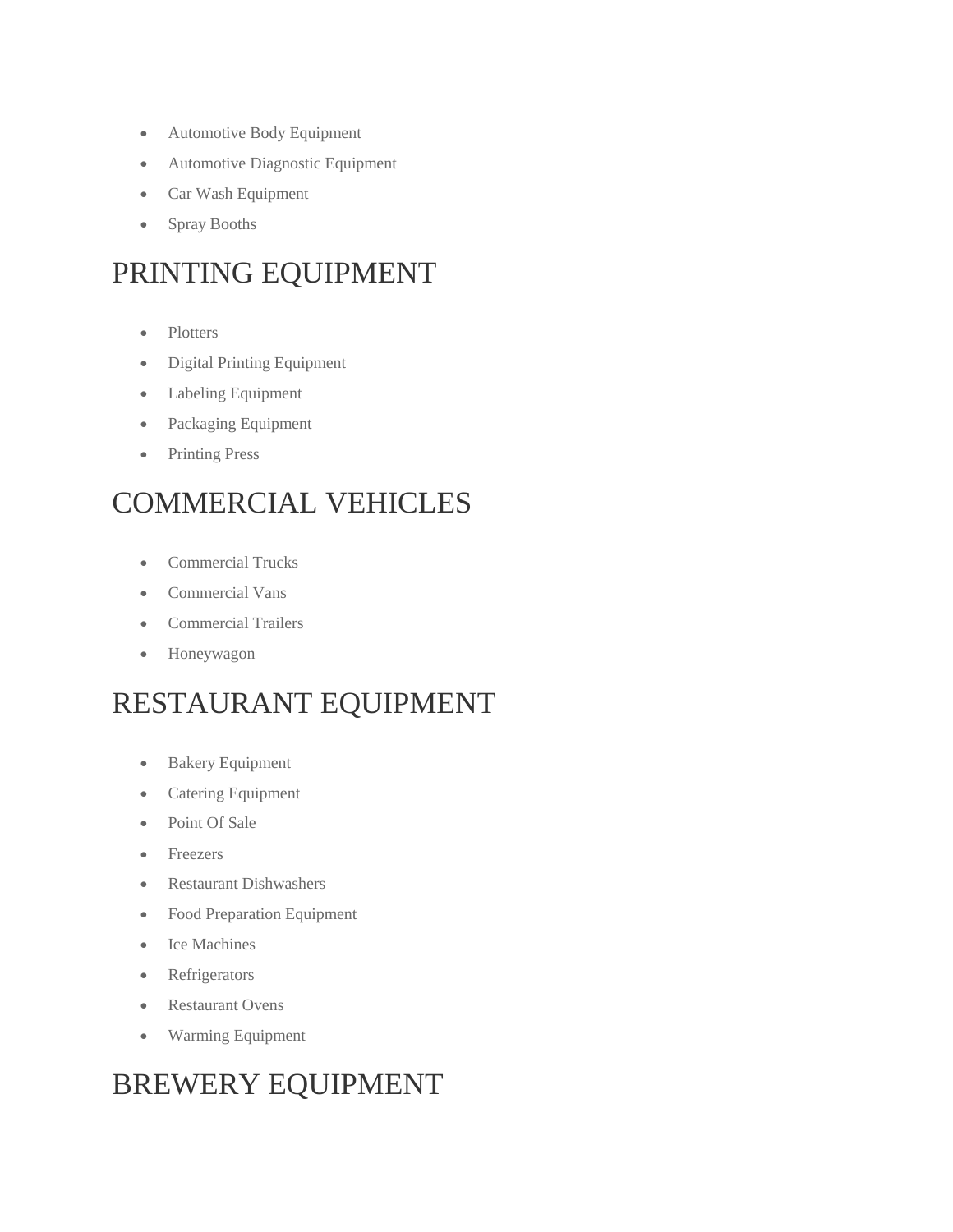- Automotive Body Equipment
- Automotive Diagnostic Equipment
- Car Wash Equipment
- Spray Booths

## PRINTING EQUIPMENT

- Plotters
- Digital Printing Equipment
- Labeling Equipment
- Packaging Equipment
- Printing Press

## COMMERCIAL VEHICLES

- Commercial Trucks
- Commercial Vans
- Commercial Trailers
- Honeywagon

## RESTAURANT EQUIPMENT

- Bakery Equipment
- Catering Equipment
- Point Of Sale
- Freezers
- Restaurant Dishwashers
- Food Preparation Equipment
- Ice Machines
- Refrigerators
- Restaurant Ovens
- Warming Equipment

## BREWERY EQUIPMENT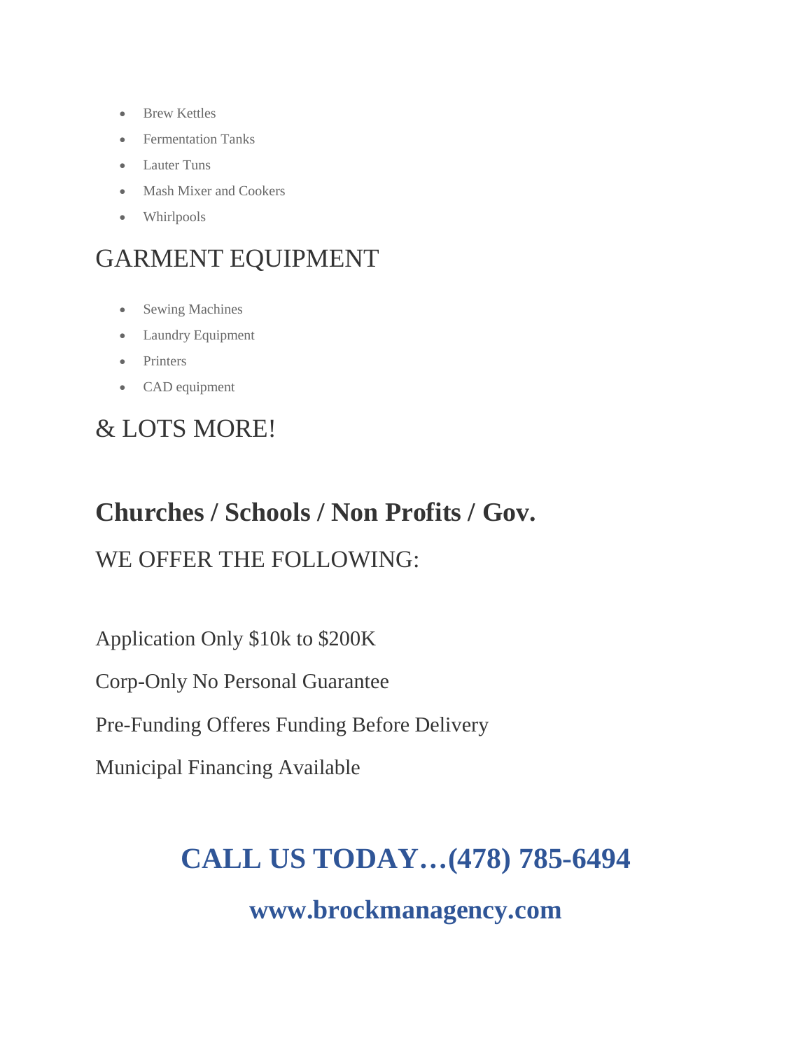- Brew Kettles
- Fermentation Tanks
- Lauter Tuns
- Mash Mixer and Cookers
- Whirlpools

## GARMENT EQUIPMENT

- Sewing Machines
- Laundry Equipment
- Printers
- CAD equipment

## & LOTS MORE!

## **Churches / Schools / Non Profits / Gov.**

## WE OFFER THE FOLLOWING:

Application Only $10k to $200K

Corp-Only No Personal Guarantee

Pre-Funding Offeres Funding Before Delivery

Municipal Financing Available

# **CALL US TODAY…(478) 785-6494**

## **www.brockmanagency.com**